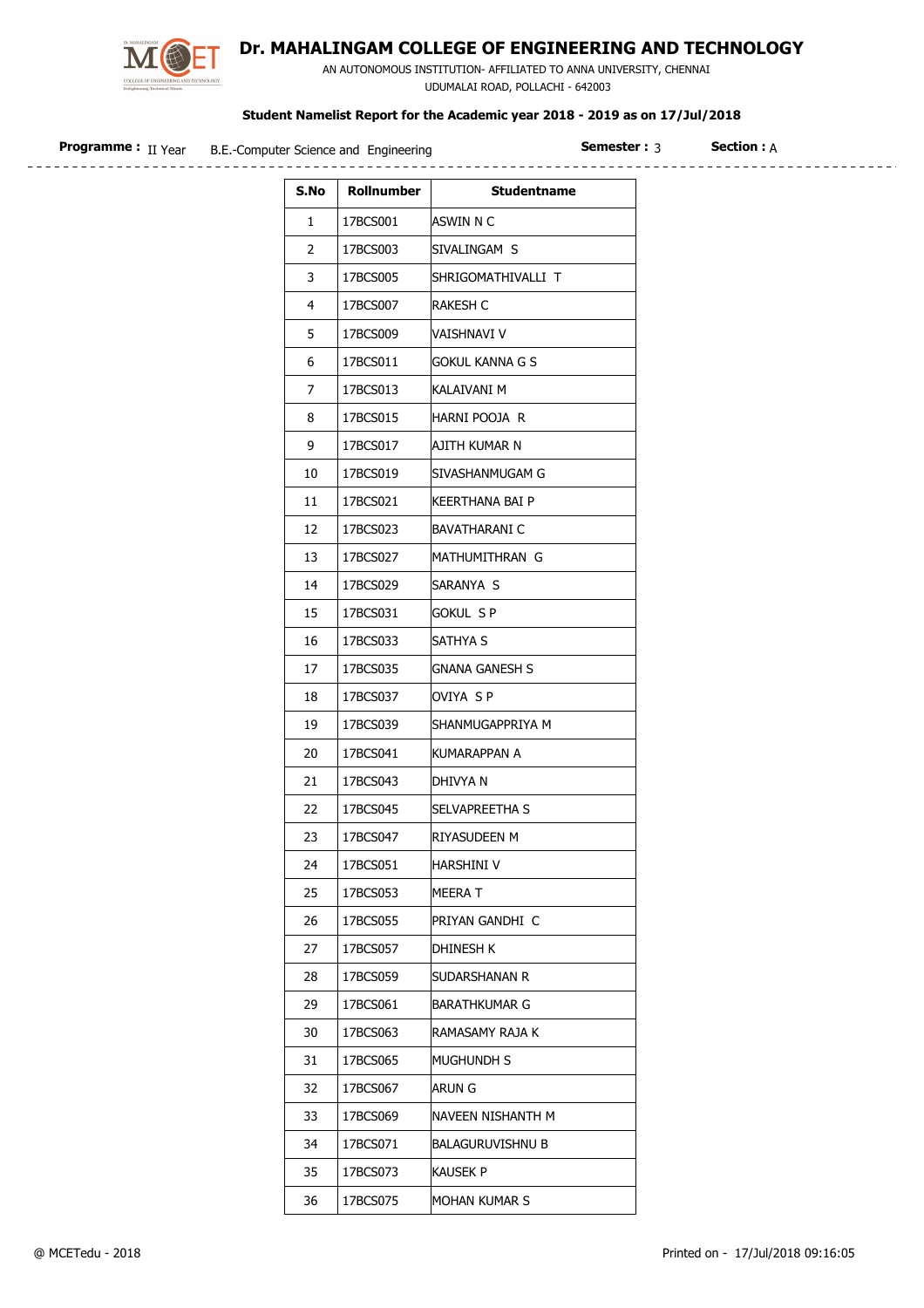# Dr. MAHALINGAM COLLEGE OF ENGINEERING AND TECHNOLOGY

AN AUTONOMOUS INSTITUTION- AFFILIATED TO ANNA UNIVERSITY, CHENNAI
UDUMALAI ROAD, POLLACHI - 642003

**Student Namelist Report for the Academic year 2018 - 2019 as on 17/Jul/2018**

**Programme :** II Year B.E.-Computer Science and Engineering **Semester :** 3 **Section :** A

| S.No | Rollnumber | Studentname |
|---|---|---|
| 1 | 17BCS001 | ASWIN N C |
| 2 | 17BCS003 | SIVALINGAM S |
| 3 | 17BCS005 | SHRIGOMATHIVALLI T |
| 4 | 17BCS007 | RAKESH C |
| 5 | 17BCS009 | VAISHNAVI V |
| 6 | 17BCS011 | GOKUL KANNA G S |
| 7 | 17BCS013 | KALAIVANI M |
| 8 | 17BCS015 | HARNI POOJA R |
| 9 | 17BCS017 | AJITH KUMAR N |
| 10 | 17BCS019 | SIVASHANMUGAM G |
| 11 | 17BCS021 | KEERTHANA BAI P |
| 12 | 17BCS023 | BAVATHARANI C |
| 13 | 17BCS027 | MATHUMITHRAN G |
| 14 | 17BCS029 | SARANYA S |
| 15 | 17BCS031 | GOKUL S P |
| 16 | 17BCS033 | SATHYA S |
| 17 | 17BCS035 | GNANA GANESH S |
| 18 | 17BCS037 | OVIYA S P |
| 19 | 17BCS039 | SHANMUGAPPRIYA M |
| 20 | 17BCS041 | KUMARAPPAN A |
| 21 | 17BCS043 | DHIVYA N |
| 22 | 17BCS045 | SELVAPREETHA S |
| 23 | 17BCS047 | RIYASUDEEN M |
| 24 | 17BCS051 | HARSHINI V |
| 25 | 17BCS053 | MEERA T |
| 26 | 17BCS055 | PRIYAN GANDHI C |
| 27 | 17BCS057 | DHINESH K |
| 28 | 17BCS059 | SUDARSHANAN R |
| 29 | 17BCS061 | BARATHKUMAR G |
| 30 | 17BCS063 | RAMASAMY RAJA K |
| 31 | 17BCS065 | MUGHUNDH S |
| 32 | 17BCS067 | ARUN G |
| 33 | 17BCS069 | NAVEEN NISHANTH M |
| 34 | 17BCS071 | BALAGURUVISHNU B |
| 35 | 17BCS073 | KAUSEK P |
| 36 | 17BCS075 | MOHAN KUMAR S |

@ MCETedu - 2018 Printed on - 17/Jul/2018 09:16:05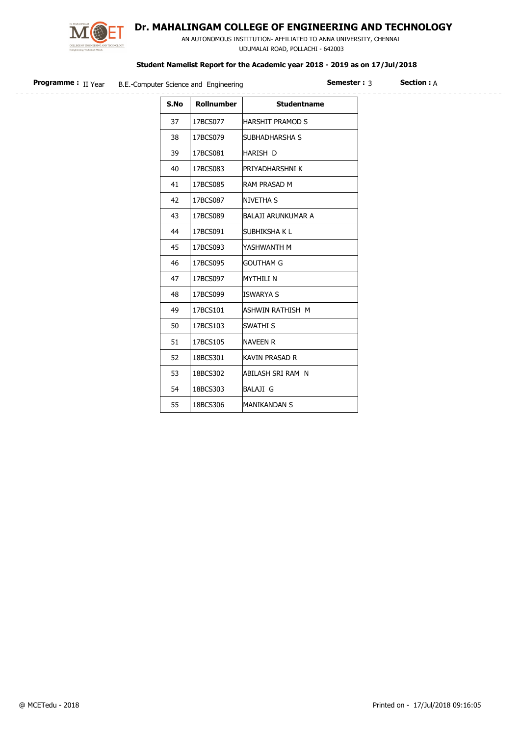# Dr. MAHALINGAM COLLEGE OF ENGINEERING AND TECHNOLOGY

AN AUTONOMOUS INSTITUTION- AFFILIATED TO ANNA UNIVERSITY, CHENNAI

UDUMALAI ROAD, POLLACHI - 642003

**Student Namelist Report for the Academic year 2018 - 2019 as on 17/Jul/2018**

**Programme :** II Year B.E.-Computer Science and Engineering **Semester :** 3 **Section :** A

| S.No | Rollnumber | Studentname |
|---|---|---|
| 37 | 17BCS077 | HARSHIT PRAMOD S |
| 38 | 17BCS079 | SUBHADHARSHA S |
| 39 | 17BCS081 | HARISH D |
| 40 | 17BCS083 | PRIYADHARSHNI K |
| 41 | 17BCS085 | RAM PRASAD M |
| 42 | 17BCS087 | NIVETHA S |
| 43 | 17BCS089 | BALAJI ARUNKUMAR A |
| 44 | 17BCS091 | SUBHIKSHA K L |
| 45 | 17BCS093 | YASHWANTH M |
| 46 | 17BCS095 | GOUTHAM G |
| 47 | 17BCS097 | MYTHILI N |
| 48 | 17BCS099 | ISWARYA S |
| 49 | 17BCS101 | ASHWIN RATHISH M |
| 50 | 17BCS103 | SWATHI S |
| 51 | 17BCS105 | NAVEEN R |
| 52 | 18BCS301 | KAVIN PRASAD R |
| 53 | 18BCS302 | ABILASH SRI RAM N |
| 54 | 18BCS303 | BALAJI G |
| 55 | 18BCS306 | MANIKANDAN S |

@ MCETedu - 2018

Printed on - 17/Jul/2018 09:16:05